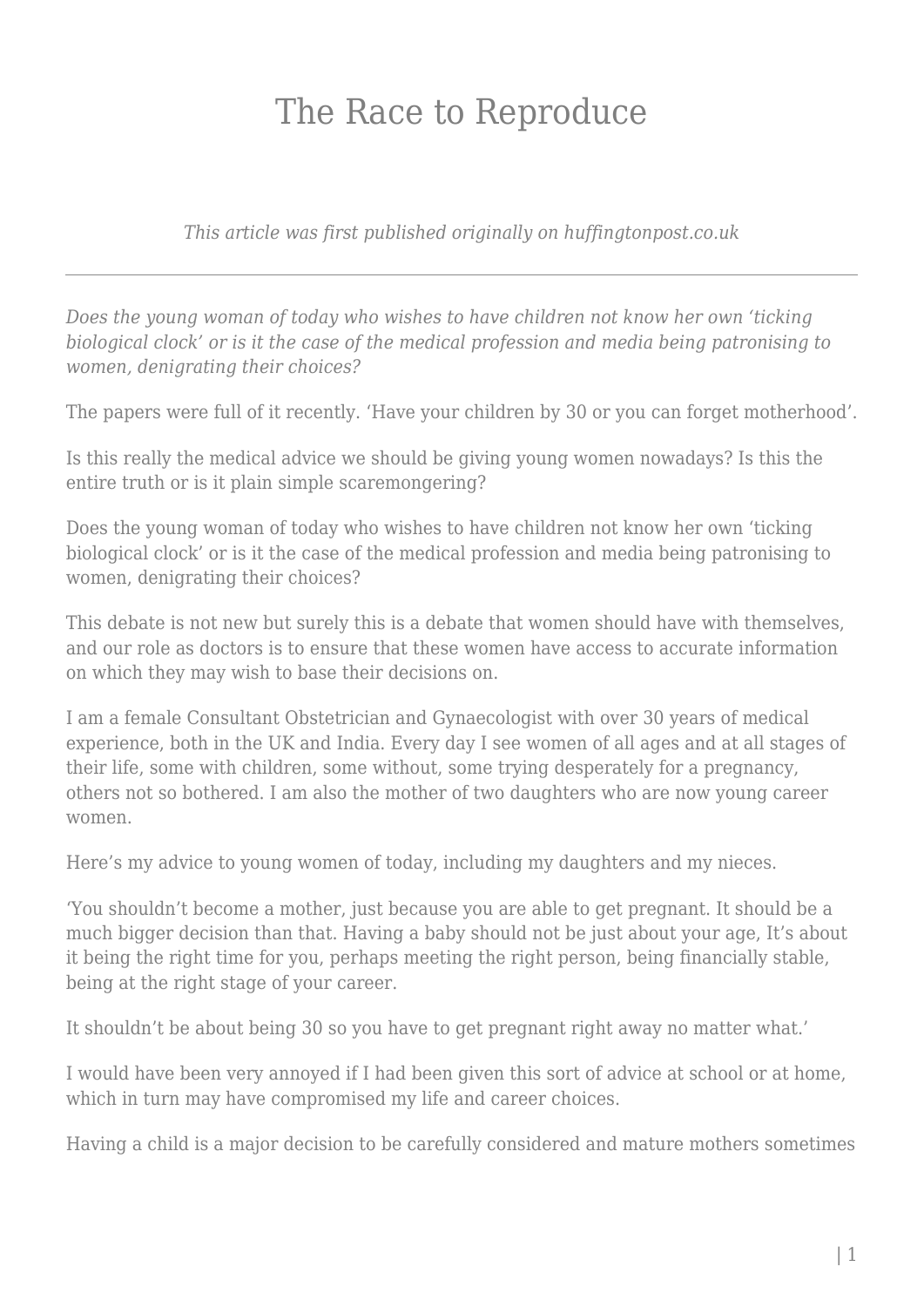# The Race to Reproduce

*This article was first published originally on huffingtonpost.co.uk*

---

*Does the young woman of today who wishes to have children not know her own 'ticking biological clock' or is it the case of the medical profession and media being patronising to women, denigrating their choices?*

The papers were full of it recently. 'Have your children by 30 or you can forget motherhood'.

Is this really the medical advice we should be giving young women nowadays? Is this the entire truth or is it plain simple scaremongering?

Does the young woman of today who wishes to have children not know her own 'ticking biological clock' or is it the case of the medical profession and media being patronising to women, denigrating their choices?

This debate is not new but surely this is a debate that women should have with themselves, and our role as doctors is to ensure that these women have access to accurate information on which they may wish to base their decisions on.

I am a female Consultant Obstetrician and Gynaecologist with over 30 years of medical experience, both in the UK and India. Every day I see women of all ages and at all stages of their life, some with children, some without, some trying desperately for a pregnancy, others not so bothered. I am also the mother of two daughters who are now young career women.

Here's my advice to young women of today, including my daughters and my nieces.

'You shouldn't become a mother, just because you are able to get pregnant. It should be a much bigger decision than that. Having a baby should not be just about your age, It's about it being the right time for you, perhaps meeting the right person, being financially stable, being at the right stage of your career.

It shouldn't be about being 30 so you have to get pregnant right away no matter what.'

I would have been very annoyed if I had been given this sort of advice at school or at home, which in turn may have compromised my life and career choices.

Having a child is a major decision to be carefully considered and mature mothers sometimes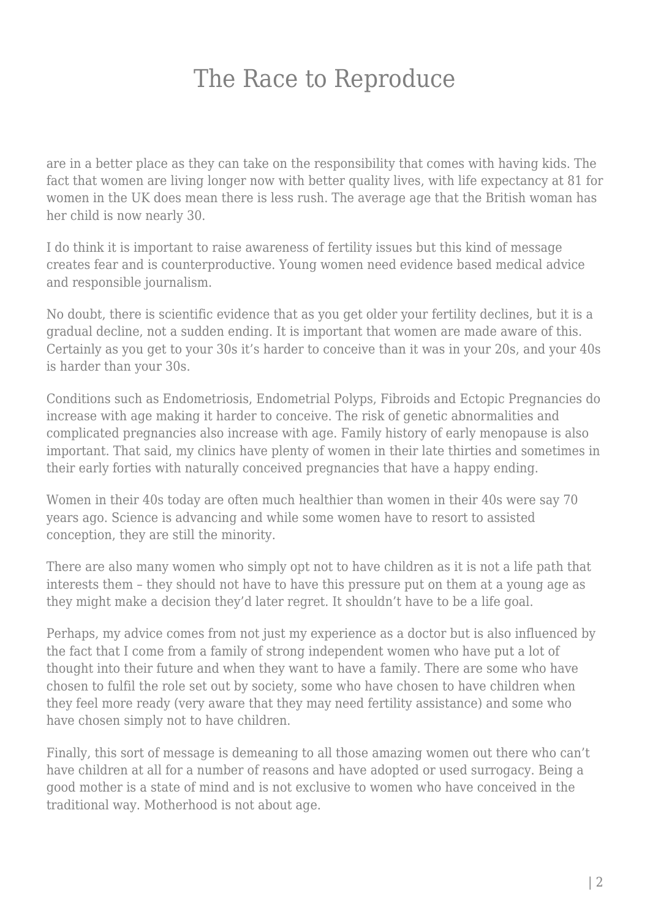are in a better place as they can take on the responsibility that comes with having kids. The fact that women are living longer now with better quality lives, with life expectancy at 81 for women in the UK does mean there is less rush. The average age that the British woman has her child is now nearly 30.

I do think it is important to raise awareness of fertility issues but this kind of message creates fear and is counterproductive. Young women need evidence based medical advice and responsible journalism.

No doubt, there is scientific evidence that as you get older your fertility declines, but it is a gradual decline, not a sudden ending. It is important that women are made aware of this. Certainly as you get to your 30s it's harder to conceive than it was in your 20s, and your 40s is harder than your 30s.

Conditions such as Endometriosis, Endometrial Polyps, Fibroids and Ectopic Pregnancies do increase with age making it harder to conceive. The risk of genetic abnormalities and complicated pregnancies also increase with age. Family history of early menopause is also important. That said, my clinics have plenty of women in their late thirties and sometimes in their early forties with naturally conceived pregnancies that have a happy ending.

Women in their 40s today are often much healthier than women in their 40s were say 70 years ago. Science is advancing and while some women have to resort to assisted conception, they are still the minority.

There are also many women who simply opt not to have children as it is not a life path that interests them – they should not have to have this pressure put on them at a young age as they might make a decision they'd later regret. It shouldn't have to be a life goal.

Perhaps, my advice comes from not just my experience as a doctor but is also influenced by the fact that I come from a family of strong independent women who have put a lot of thought into their future and when they want to have a family. There are some who have chosen to fulfil the role set out by society, some who have chosen to have children when they feel more ready (very aware that they may need fertility assistance) and some who have chosen simply not to have children.

Finally, this sort of message is demeaning to all those amazing women out there who can't have children at all for a number of reasons and have adopted or used surrogacy. Being a good mother is a state of mind and is not exclusive to women who have conceived in the traditional way. Motherhood is not about age.